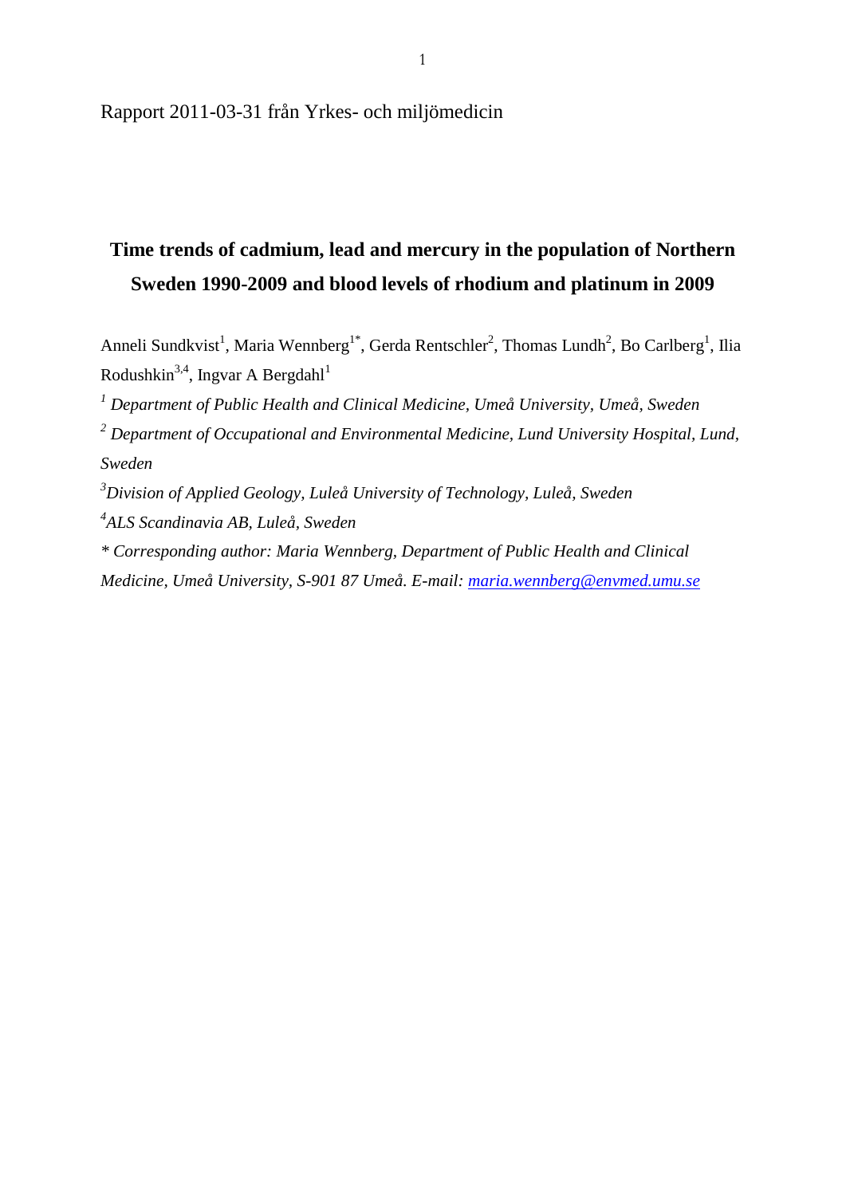Rapport 2011-03-31 från Yrkes- och miljömedicin

# Time trends of cadmium, lead and mercury in the population of Northern Sweden 1990-2009 and blood levels of rhodium and platinum in 2009

Anneli Sundkvist[1], Maria Wennberg[1*], Gerda Rentschler[2], Thomas Lundh[2], Bo Carlberg[1], Ilia Rodushkin[3,4], Ingvar A Bergdahl[1]

[1] *Department of Public Health and Clinical Medicine, Umeå University, Umeå, Sweden*

[2] *Department of Occupational and Environmental Medicine, Lund University Hospital, Lund, Sweden*

[3] *Division of Applied Geology, Luleå University of Technology, Luleå, Sweden*

[4] *ALS Scandinavia AB, Luleå, Sweden*

*\* Corresponding author: Maria Wennberg, Department of Public Health and Clinical Medicine, Umeå University, S-901 87 Umeå. E-mail: maria.wennberg@envmed.umu.se*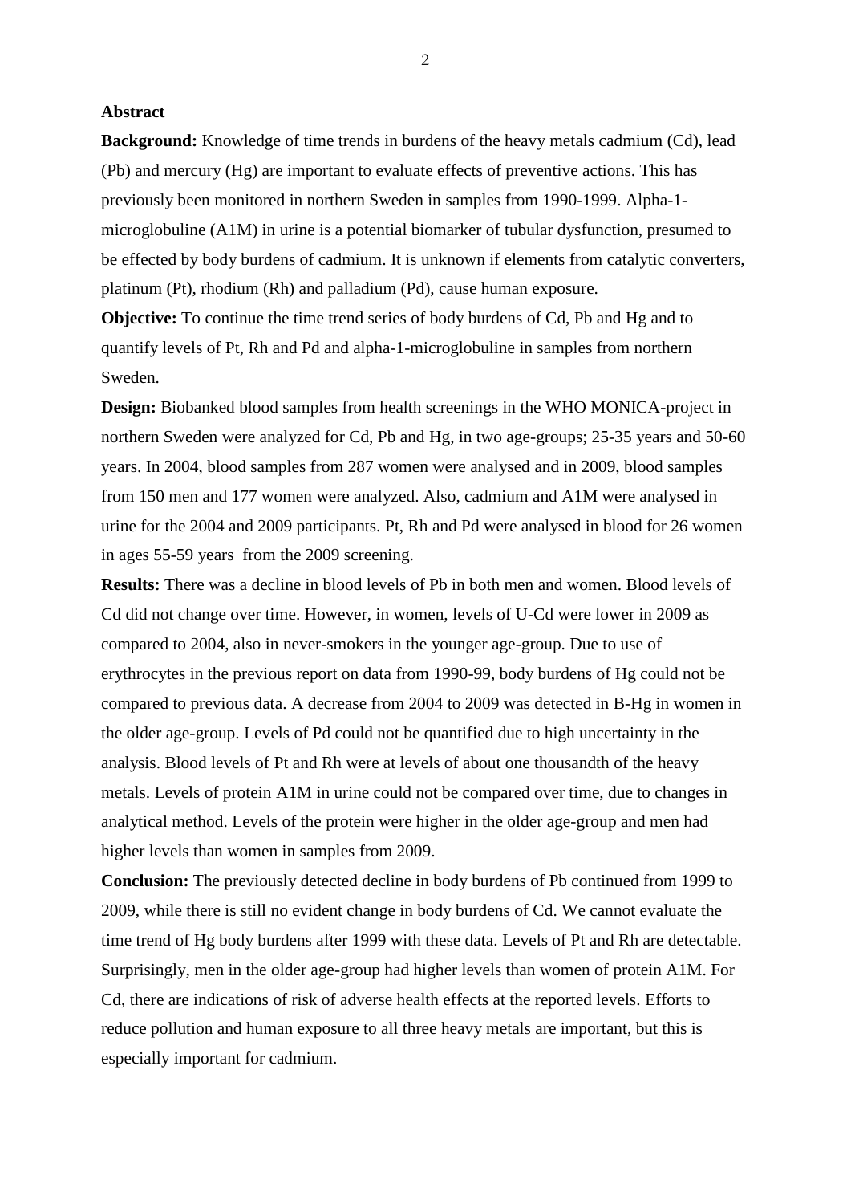## Abstract

**Background:** Knowledge of time trends in burdens of the heavy metals cadmium (Cd), lead (Pb) and mercury (Hg) are important to evaluate effects of preventive actions. This has previously been monitored in northern Sweden in samples from 1990-1999. Alpha-1-microglobuline (A1M) in urine is a potential biomarker of tubular dysfunction, presumed to be effected by body burdens of cadmium. It is unknown if elements from catalytic converters, platinum (Pt), rhodium (Rh) and palladium (Pd), cause human exposure.

**Objective:** To continue the time trend series of body burdens of Cd, Pb and Hg and to quantify levels of Pt, Rh and Pd and alpha-1-microglobuline in samples from northern Sweden.

**Design:** Biobanked blood samples from health screenings in the WHO MONICA-project in northern Sweden were analyzed for Cd, Pb and Hg, in two age-groups; 25-35 years and 50-60 years. In 2004, blood samples from 287 women were analysed and in 2009, blood samples from 150 men and 177 women were analyzed. Also, cadmium and A1M were analysed in urine for the 2004 and 2009 participants. Pt, Rh and Pd were analysed in blood for 26 women in ages 55-59 years from the 2009 screening.

**Results:** There was a decline in blood levels of Pb in both men and women. Blood levels of Cd did not change over time. However, in women, levels of U-Cd were lower in 2009 as compared to 2004, also in never-smokers in the younger age-group. Due to use of erythrocytes in the previous report on data from 1990-99, body burdens of Hg could not be compared to previous data. A decrease from 2004 to 2009 was detected in B-Hg in women in the older age-group. Levels of Pd could not be quantified due to high uncertainty in the analysis. Blood levels of Pt and Rh were at levels of about one thousandth of the heavy metals. Levels of protein A1M in urine could not be compared over time, due to changes in analytical method. Levels of the protein were higher in the older age-group and men had higher levels than women in samples from 2009.

**Conclusion:** The previously detected decline in body burdens of Pb continued from 1999 to 2009, while there is still no evident change in body burdens of Cd. We cannot evaluate the time trend of Hg body burdens after 1999 with these data. Levels of Pt and Rh are detectable. Surprisingly, men in the older age-group had higher levels than women of protein A1M. For Cd, there are indications of risk of adverse health effects at the reported levels. Efforts to reduce pollution and human exposure to all three heavy metals are important, but this is especially important for cadmium.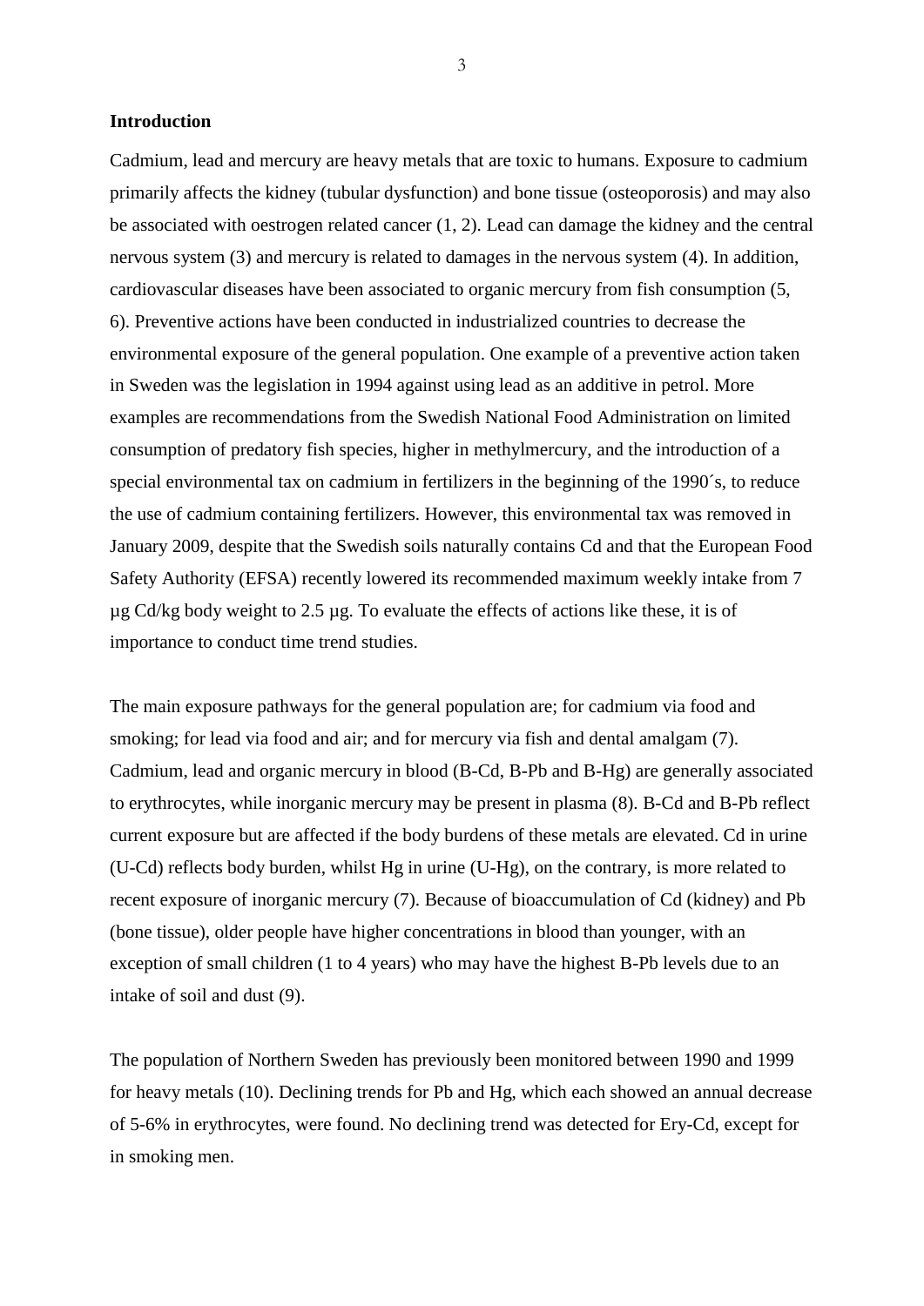**Introduction**

Cadmium, lead and mercury are heavy metals that are toxic to humans. Exposure to cadmium primarily affects the kidney (tubular dysfunction) and bone tissue (osteoporosis) and may also be associated with oestrogen related cancer (1, 2). Lead can damage the kidney and the central nervous system (3) and mercury is related to damages in the nervous system (4). In addition, cardiovascular diseases have been associated to organic mercury from fish consumption (5, 6). Preventive actions have been conducted in industrialized countries to decrease the environmental exposure of the general population. One example of a preventive action taken in Sweden was the legislation in 1994 against using lead as an additive in petrol. More examples are recommendations from the Swedish National Food Administration on limited consumption of predatory fish species, higher in methylmercury, and the introduction of a special environmental tax on cadmium in fertilizers in the beginning of the 1990´s, to reduce the use of cadmium containing fertilizers. However, this environmental tax was removed in January 2009, despite that the Swedish soils naturally contains Cd and that the European Food Safety Authority (EFSA) recently lowered its recommended maximum weekly intake from 7 µg Cd/kg body weight to 2.5 µg. To evaluate the effects of actions like these, it is of importance to conduct time trend studies.

The main exposure pathways for the general population are; for cadmium via food and smoking; for lead via food and air; and for mercury via fish and dental amalgam (7). Cadmium, lead and organic mercury in blood (B-Cd, B-Pb and B-Hg) are generally associated to erythrocytes, while inorganic mercury may be present in plasma (8). B-Cd and B-Pb reflect current exposure but are affected if the body burdens of these metals are elevated. Cd in urine (U-Cd) reflects body burden, whilst Hg in urine (U-Hg), on the contrary, is more related to recent exposure of inorganic mercury (7). Because of bioaccumulation of Cd (kidney) and Pb (bone tissue), older people have higher concentrations in blood than younger, with an exception of small children (1 to 4 years) who may have the highest B-Pb levels due to an intake of soil and dust (9).

The population of Northern Sweden has previously been monitored between 1990 and 1999 for heavy metals (10). Declining trends for Pb and Hg, which each showed an annual decrease of 5-6% in erythrocytes, were found. No declining trend was detected for Ery-Cd, except for in smoking men.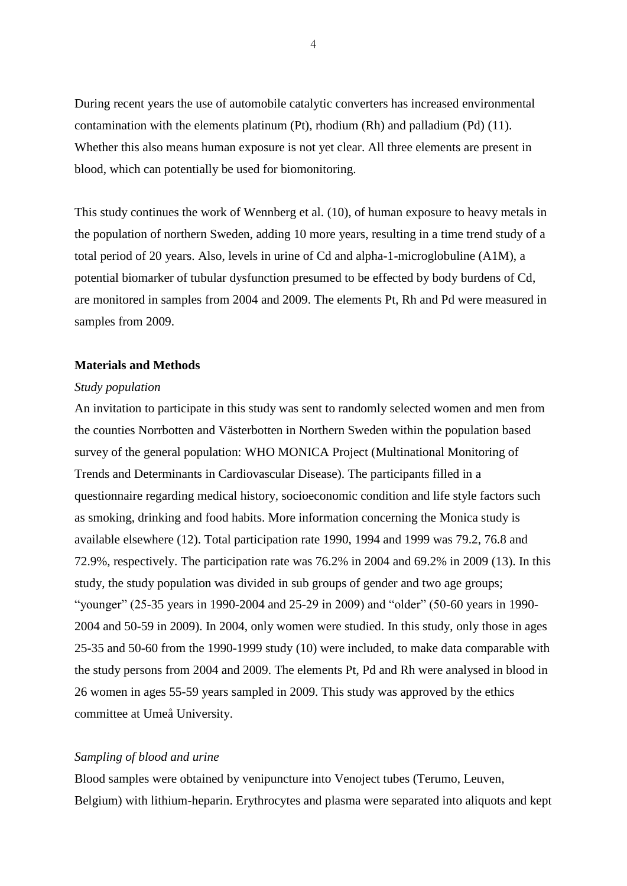During recent years the use of automobile catalytic converters has increased environmental contamination with the elements platinum (Pt), rhodium (Rh) and palladium (Pd) (11). Whether this also means human exposure is not yet clear. All three elements are present in blood, which can potentially be used for biomonitoring.

This study continues the work of Wennberg et al. (10), of human exposure to heavy metals in the population of northern Sweden, adding 10 more years, resulting in a time trend study of a total period of 20 years. Also, levels in urine of Cd and alpha-1-microglobuline (A1M), a potential biomarker of tubular dysfunction presumed to be effected by body burdens of Cd, are monitored in samples from 2004 and 2009. The elements Pt, Rh and Pd were measured in samples from 2009.

## Materials and Methods

*Study population*

An invitation to participate in this study was sent to randomly selected women and men from the counties Norrbotten and Västerbotten in Northern Sweden within the population based survey of the general population: WHO MONICA Project (Multinational Monitoring of Trends and Determinants in Cardiovascular Disease). The participants filled in a questionnaire regarding medical history, socioeconomic condition and life style factors such as smoking, drinking and food habits. More information concerning the Monica study is available elsewhere (12). Total participation rate 1990, 1994 and 1999 was 79.2, 76.8 and 72.9%, respectively. The participation rate was 76.2% in 2004 and 69.2% in 2009 (13). In this study, the study population was divided in sub groups of gender and two age groups; "younger" (25-35 years in 1990-2004 and 25-29 in 2009) and "older" (50-60 years in 1990-2004 and 50-59 in 2009). In 2004, only women were studied. In this study, only those in ages 25-35 and 50-60 from the 1990-1999 study (10) were included, to make data comparable with the study persons from 2004 and 2009. The elements Pt, Pd and Rh were analysed in blood in 26 women in ages 55-59 years sampled in 2009. This study was approved by the ethics committee at Umeå University.

*Sampling of blood and urine*

Blood samples were obtained by venipuncture into Venoject tubes (Terumo, Leuven, Belgium) with lithium-heparin. Erythrocytes and plasma were separated into aliquots and kept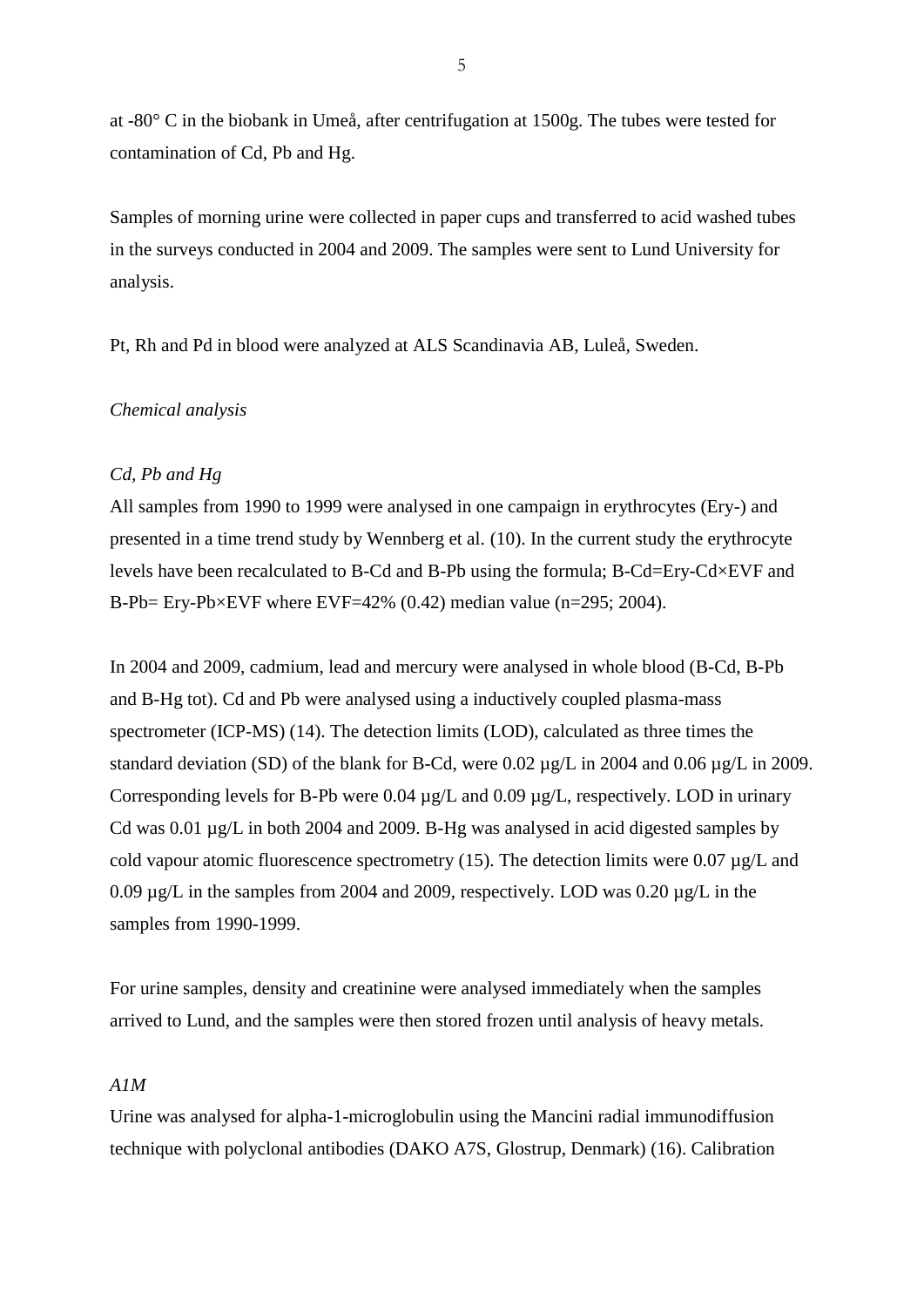at -80° C in the biobank in Umeå, after centrifugation at 1500g. The tubes were tested for contamination of Cd, Pb and Hg.

Samples of morning urine were collected in paper cups and transferred to acid washed tubes in the surveys conducted in 2004 and 2009. The samples were sent to Lund University for analysis.

Pt, Rh and Pd in blood were analyzed at ALS Scandinavia AB, Luleå, Sweden.

*Chemical analysis*

*Cd, Pb and Hg*

All samples from 1990 to 1999 were analysed in one campaign in erythrocytes (Ery-) and presented in a time trend study by Wennberg et al. (10). In the current study the erythrocyte levels have been recalculated to B-Cd and B-Pb using the formula; B-Cd=Ery-Cd×EVF and B-Pb= Ery-Pb×EVF where EVF=42% (0.42) median value (n=295; 2004).

In 2004 and 2009, cadmium, lead and mercury were analysed in whole blood (B-Cd, B-Pb and B-Hg tot). Cd and Pb were analysed using a inductively coupled plasma-mass spectrometer (ICP-MS) (14). The detection limits (LOD), calculated as three times the standard deviation (SD) of the blank for B-Cd, were 0.02 µg/L in 2004 and 0.06 µg/L in 2009. Corresponding levels for B-Pb were 0.04 µg/L and 0.09 µg/L, respectively. LOD in urinary Cd was 0.01 µg/L in both 2004 and 2009. B-Hg was analysed in acid digested samples by cold vapour atomic fluorescence spectrometry (15). The detection limits were 0.07 µg/L and 0.09 µg/L in the samples from 2004 and 2009, respectively. LOD was 0.20 µg/L in the samples from 1990-1999.

For urine samples, density and creatinine were analysed immediately when the samples arrived to Lund, and the samples were then stored frozen until analysis of heavy metals.

*A1M*

Urine was analysed for alpha-1-microglobulin using the Mancini radial immunodiffusion technique with polyclonal antibodies (DAKO A7S, Glostrup, Denmark) (16). Calibration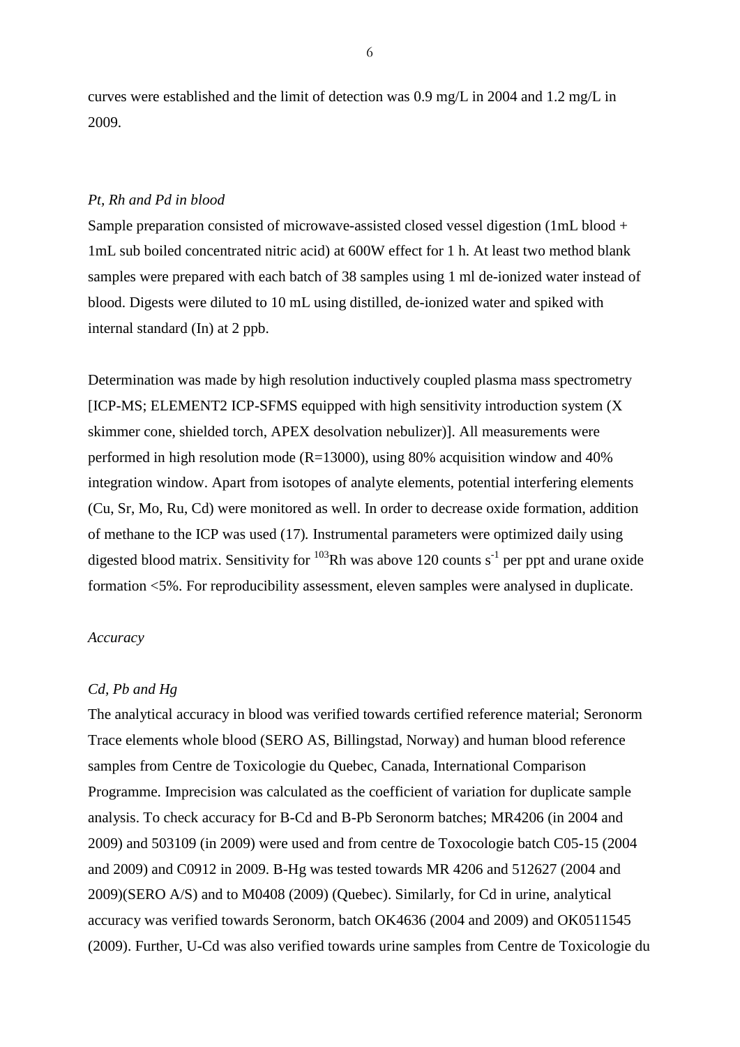curves were established and the limit of detection was 0.9 mg/L in 2004 and 1.2 mg/L in 2009.

*Pt, Rh and Pd in blood*

Sample preparation consisted of microwave-assisted closed vessel digestion (1mL blood + 1mL sub boiled concentrated nitric acid) at 600W effect for 1 h. At least two method blank samples were prepared with each batch of 38 samples using 1 ml de-ionized water instead of blood. Digests were diluted to 10 mL using distilled, de-ionized water and spiked with internal standard (In) at 2 ppb.

Determination was made by high resolution inductively coupled plasma mass spectrometry [ICP-MS; ELEMENT2 ICP-SFMS equipped with high sensitivity introduction system (X skimmer cone, shielded torch, APEX desolvation nebulizer)]. All measurements were performed in high resolution mode (R=13000), using 80% acquisition window and 40% integration window. Apart from isotopes of analyte elements, potential interfering elements (Cu, Sr, Mo, Ru, Cd) were monitored as well. In order to decrease oxide formation, addition of methane to the ICP was used (17). Instrumental parameters were optimized daily using digested blood matrix. Sensitivity for $^{103}$Rh was above 120 counts $s^{-1}$ per ppt and urane oxide formation <5%. For reproducibility assessment, eleven samples were analysed in duplicate.

*Accuracy*

*Cd, Pb and Hg*

The analytical accuracy in blood was verified towards certified reference material; Seronorm Trace elements whole blood (SERO AS, Billingstad, Norway) and human blood reference samples from Centre de Toxicologie du Quebec, Canada, International Comparison Programme. Imprecision was calculated as the coefficient of variation for duplicate sample analysis. To check accuracy for B-Cd and B-Pb Seronorm batches; MR4206 (in 2004 and 2009) and 503109 (in 2009) were used and from centre de Toxocologie batch C05-15 (2004 and 2009) and C0912 in 2009. B-Hg was tested towards MR 4206 and 512627 (2004 and 2009)(SERO A/S) and to M0408 (2009) (Quebec). Similarly, for Cd in urine, analytical accuracy was verified towards Seronorm, batch OK4636 (2004 and 2009) and OK0511545 (2009). Further, U-Cd was also verified towards urine samples from Centre de Toxicologie du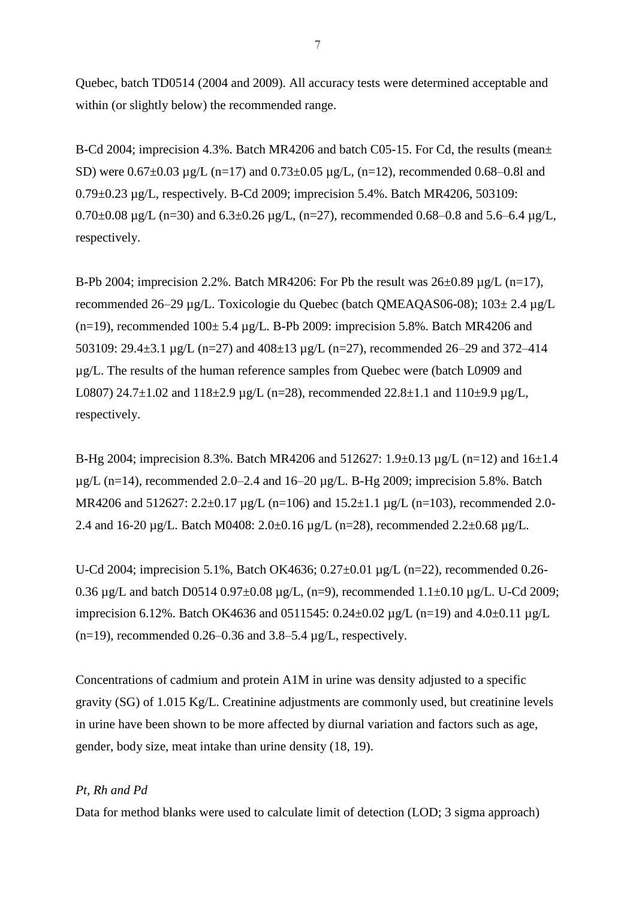Quebec, batch TD0514 (2004 and 2009). All accuracy tests were determined acceptable and within (or slightly below) the recommended range.

B-Cd 2004; imprecision 4.3%. Batch MR4206 and batch C05-15. For Cd, the results (mean± SD) were 0.67±0.03 µg/L (n=17) and 0.73±0.05 µg/L, (n=12), recommended 0.68–0.8l and 0.79±0.23 µg/L, respectively. B-Cd 2009; imprecision 5.4%. Batch MR4206, 503109: 0.70±0.08 µg/L (n=30) and 6.3±0.26 µg/L, (n=27), recommended 0.68–0.8 and 5.6–6.4 µg/L, respectively.

B-Pb 2004; imprecision 2.2%. Batch MR4206: For Pb the result was 26±0.89 µg/L (n=17), recommended 26–29 µg/L. Toxicologie du Quebec (batch QMEAQAS06-08); 103± 2.4 µg/L (n=19), recommended 100± 5.4 µg/L. B-Pb 2009: imprecision 5.8%. Batch MR4206 and 503109: 29.4±3.1 µg/L (n=27) and 408±13 µg/L (n=27), recommended 26–29 and 372–414 µg/L. The results of the human reference samples from Quebec were (batch L0909 and L0807) 24.7±1.02 and 118±2.9 µg/L (n=28), recommended 22.8±1.1 and 110±9.9 µg/L, respectively.

B-Hg 2004; imprecision 8.3%. Batch MR4206 and 512627: 1.9±0.13 µg/L (n=12) and 16±1.4 µg/L (n=14), recommended 2.0–2.4 and 16–20 µg/L. B-Hg 2009; imprecision 5.8%. Batch MR4206 and 512627: 2.2±0.17 µg/L (n=106) and 15.2±1.1 µg/L (n=103), recommended 2.0-2.4 and 16-20 µg/L. Batch M0408: 2.0±0.16 µg/L (n=28), recommended 2.2±0.68 µg/L.

U-Cd 2004; imprecision 5.1%, Batch OK4636; 0.27±0.01 µg/L (n=22), recommended 0.26-0.36 µg/L and batch D0514 0.97±0.08 µg/L, (n=9), recommended 1.1±0.10 µg/L. U-Cd 2009; imprecision 6.12%. Batch OK4636 and 0511545: 0.24±0.02 µg/L (n=19) and 4.0±0.11 µg/L (n=19), recommended 0.26–0.36 and 3.8–5.4 µg/L, respectively.

Concentrations of cadmium and protein A1M in urine was density adjusted to a specific gravity (SG) of 1.015 Kg/L. Creatinine adjustments are commonly used, but creatinine levels in urine have been shown to be more affected by diurnal variation and factors such as age, gender, body size, meat intake than urine density (18, 19).

*Pt, Rh and Pd*

Data for method blanks were used to calculate limit of detection (LOD; 3 sigma approach)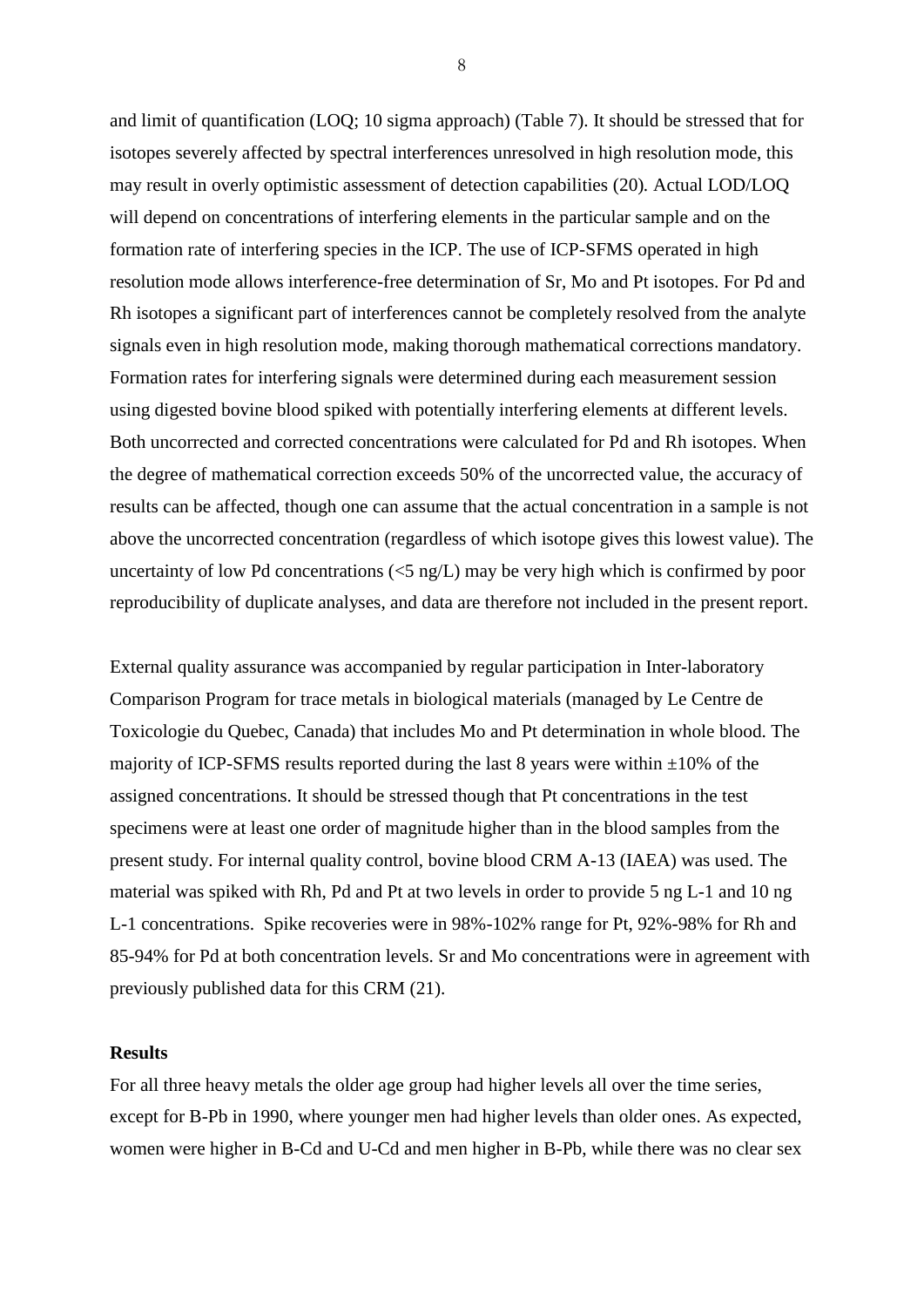and limit of quantification (LOQ; 10 sigma approach) (Table 7). It should be stressed that for isotopes severely affected by spectral interferences unresolved in high resolution mode, this may result in overly optimistic assessment of detection capabilities (20). Actual LOD/LOQ will depend on concentrations of interfering elements in the particular sample and on the formation rate of interfering species in the ICP. The use of ICP-SFMS operated in high resolution mode allows interference-free determination of Sr, Mo and Pt isotopes. For Pd and Rh isotopes a significant part of interferences cannot be completely resolved from the analyte signals even in high resolution mode, making thorough mathematical corrections mandatory. Formation rates for interfering signals were determined during each measurement session using digested bovine blood spiked with potentially interfering elements at different levels. Both uncorrected and corrected concentrations were calculated for Pd and Rh isotopes. When the degree of mathematical correction exceeds 50% of the uncorrected value, the accuracy of results can be affected, though one can assume that the actual concentration in a sample is not above the uncorrected concentration (regardless of which isotope gives this lowest value). The uncertainty of low Pd concentrations (<5 ng/L) may be very high which is confirmed by poor reproducibility of duplicate analyses, and data are therefore not included in the present report.

External quality assurance was accompanied by regular participation in Inter-laboratory Comparison Program for trace metals in biological materials (managed by Le Centre de Toxicologie du Quebec, Canada) that includes Mo and Pt determination in whole blood. The majority of ICP-SFMS results reported during the last 8 years were within ±10% of the assigned concentrations. It should be stressed though that Pt concentrations in the test specimens were at least one order of magnitude higher than in the blood samples from the present study. For internal quality control, bovine blood CRM A-13 (IAEA) was used. The material was spiked with Rh, Pd and Pt at two levels in order to provide 5 ng $L^{-1}$ and 10 ng $L^{-1}$ concentrations. Spike recoveries were in 98%-102% range for Pt, 92%-98% for Rh and 85-94% for Pd at both concentration levels. Sr and Mo concentrations were in agreement with previously published data for this CRM (21).

## Results

For all three heavy metals the older age group had higher levels all over the time series, except for B-Pb in 1990, where younger men had higher levels than older ones. As expected, women were higher in B-Cd and U-Cd and men higher in B-Pb, while there was no clear sex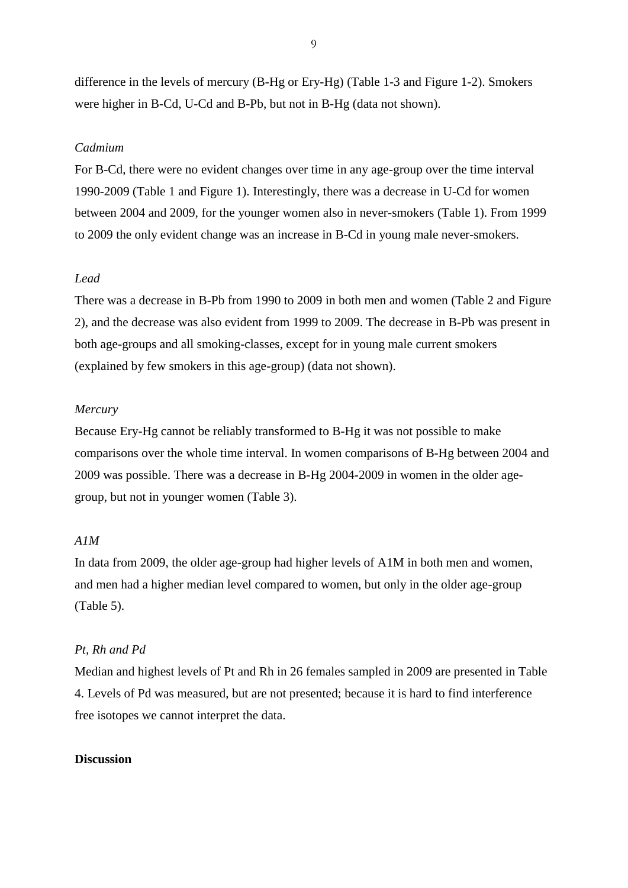difference in the levels of mercury (B-Hg or Ery-Hg) (Table 1-3 and Figure 1-2). Smokers were higher in B-Cd, U-Cd and B-Pb, but not in B-Hg (data not shown).

*Cadmium*

For B-Cd, there were no evident changes over time in any age-group over the time interval 1990-2009 (Table 1 and Figure 1). Interestingly, there was a decrease in U-Cd for women between 2004 and 2009, for the younger women also in never-smokers (Table 1). From 1999 to 2009 the only evident change was an increase in B-Cd in young male never-smokers.

*Lead*

There was a decrease in B-Pb from 1990 to 2009 in both men and women (Table 2 and Figure 2), and the decrease was also evident from 1999 to 2009. The decrease in B-Pb was present in both age-groups and all smoking-classes, except for in young male current smokers (explained by few smokers in this age-group) (data not shown).

*Mercury*

Because Ery-Hg cannot be reliably transformed to B-Hg it was not possible to make comparisons over the whole time interval. In women comparisons of B-Hg between 2004 and 2009 was possible. There was a decrease in B-Hg 2004-2009 in women in the older age-group, but not in younger women (Table 3).

*A1M*

In data from 2009, the older age-group had higher levels of A1M in both men and women, and men had a higher median level compared to women, but only in the older age-group (Table 5).

*Pt, Rh and Pd*

Median and highest levels of Pt and Rh in 26 females sampled in 2009 are presented in Table 4. Levels of Pd was measured, but are not presented; because it is hard to find interference free isotopes we cannot interpret the data.

**Discussion**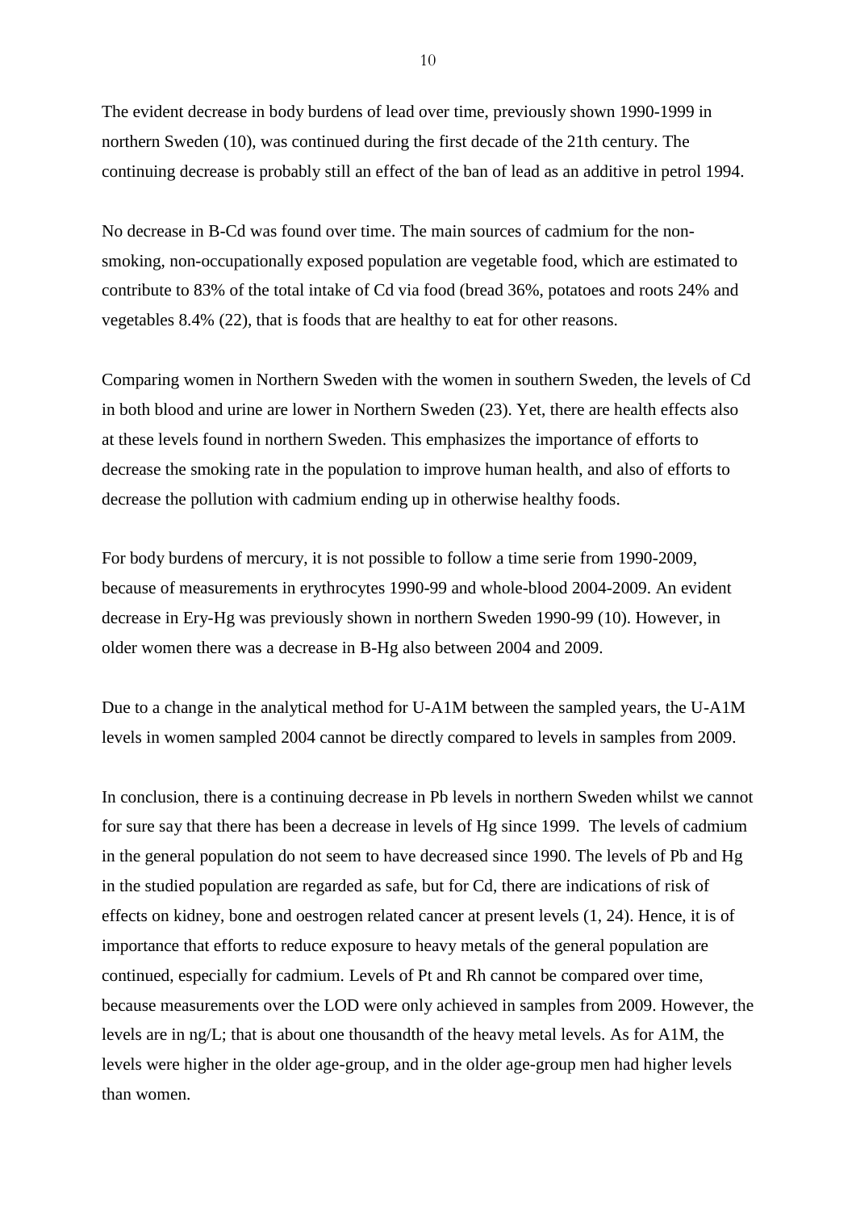The evident decrease in body burdens of lead over time, previously shown 1990-1999 in northern Sweden (10), was continued during the first decade of the 21th century. The continuing decrease is probably still an effect of the ban of lead as an additive in petrol 1994.

No decrease in B-Cd was found over time. The main sources of cadmium for the non-smoking, non-occupationally exposed population are vegetable food, which are estimated to contribute to 83% of the total intake of Cd via food (bread 36%, potatoes and roots 24% and vegetables 8.4% (22), that is foods that are healthy to eat for other reasons.

Comparing women in Northern Sweden with the women in southern Sweden, the levels of Cd in both blood and urine are lower in Northern Sweden (23). Yet, there are health effects also at these levels found in northern Sweden. This emphasizes the importance of efforts to decrease the smoking rate in the population to improve human health, and also of efforts to decrease the pollution with cadmium ending up in otherwise healthy foods.

For body burdens of mercury, it is not possible to follow a time serie from 1990-2009, because of measurements in erythrocytes 1990-99 and whole-blood 2004-2009. An evident decrease in Ery-Hg was previously shown in northern Sweden 1990-99 (10). However, in older women there was a decrease in B-Hg also between 2004 and 2009.

Due to a change in the analytical method for U-A1M between the sampled years, the U-A1M levels in women sampled 2004 cannot be directly compared to levels in samples from 2009.

In conclusion, there is a continuing decrease in Pb levels in northern Sweden whilst we cannot for sure say that there has been a decrease in levels of Hg since 1999. The levels of cadmium in the general population do not seem to have decreased since 1990. The levels of Pb and Hg in the studied population are regarded as safe, but for Cd, there are indications of risk of effects on kidney, bone and oestrogen related cancer at present levels (1, 24). Hence, it is of importance that efforts to reduce exposure to heavy metals of the general population are continued, especially for cadmium. Levels of Pt and Rh cannot be compared over time, because measurements over the LOD were only achieved in samples from 2009. However, the levels are in ng/L; that is about one thousandth of the heavy metal levels. As for A1M, the levels were higher in the older age-group, and in the older age-group men had higher levels than women.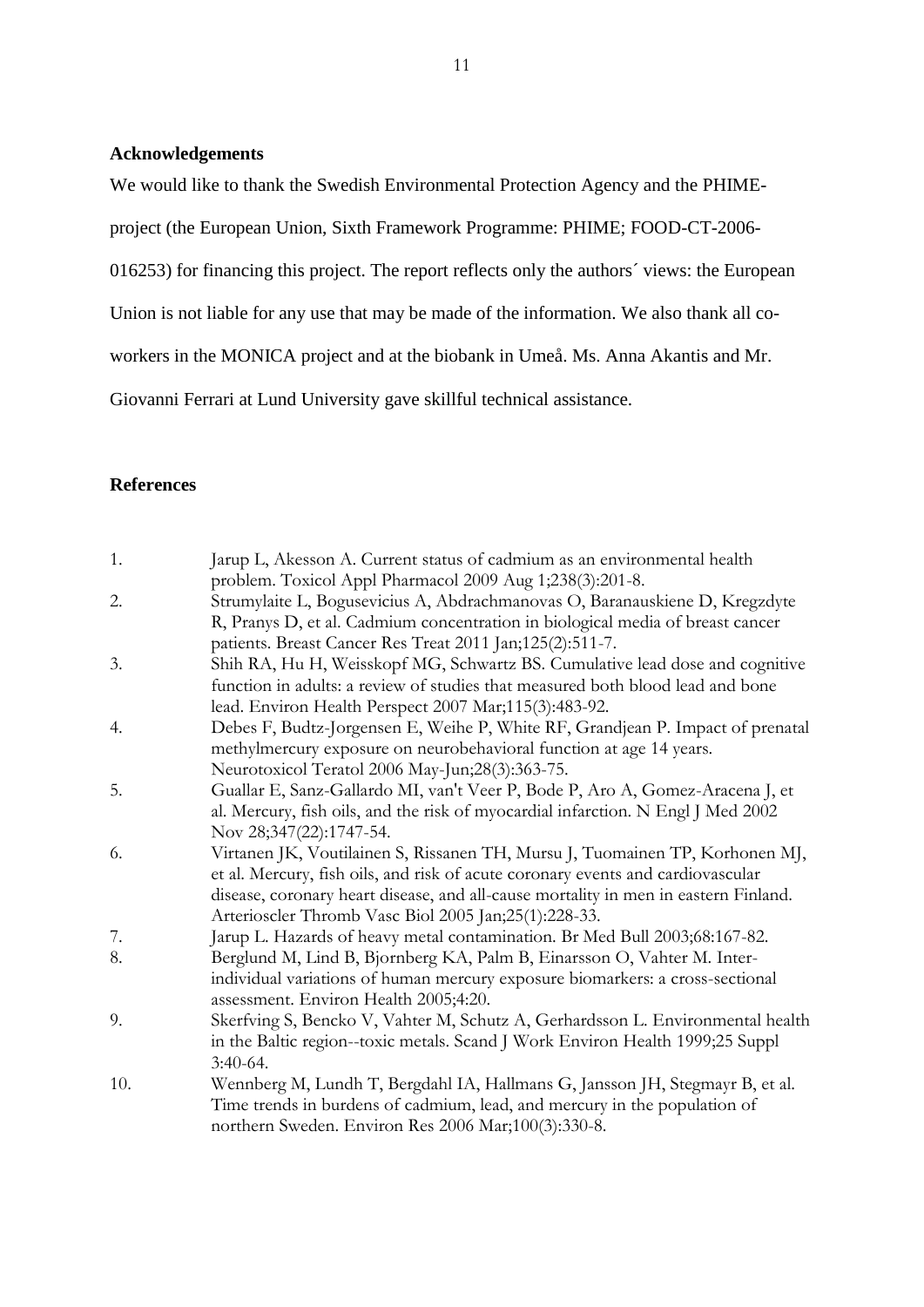## Acknowledgements

We would like to thank the Swedish Environmental Protection Agency and the PHIME-project (the European Union, Sixth Framework Programme: PHIME; FOOD-CT-2006-016253) for financing this project. The report reflects only the authors´ views: the European Union is not liable for any use that may be made of the information. We also thank all co-workers in the MONICA project and at the biobank in Umeå. Ms. Anna Akantis and Mr. Giovanni Ferrari at Lund University gave skillful technical assistance.

## References

1. Jarup L, Akesson A. Current status of cadmium as an environmental health problem. Toxicol Appl Pharmacol 2009 Aug 1;238(3):201-8.
2. Strumylaite L, Bogusevicius A, Abdrachmanovas O, Baranauskiene D, Kregzdyte R, Pranys D, et al. Cadmium concentration in biological media of breast cancer patients. Breast Cancer Res Treat 2011 Jan;125(2):511-7.
3. Shih RA, Hu H, Weisskopf MG, Schwartz BS. Cumulative lead dose and cognitive function in adults: a review of studies that measured both blood lead and bone lead. Environ Health Perspect 2007 Mar;115(3):483-92.
4. Debes F, Budtz-Jorgensen E, Weihe P, White RF, Grandjean P. Impact of prenatal methylmercury exposure on neurobehavioral function at age 14 years. Neurotoxicol Teratol 2006 May-Jun;28(3):363-75.
5. Guallar E, Sanz-Gallardo MI, van't Veer P, Bode P, Aro A, Gomez-Aracena J, et al. Mercury, fish oils, and the risk of myocardial infarction. N Engl J Med 2002 Nov 28;347(22):1747-54.
6. Virtanen JK, Voutilainen S, Rissanen TH, Mursu J, Tuomainen TP, Korhonen MJ, et al. Mercury, fish oils, and risk of acute coronary events and cardiovascular disease, coronary heart disease, and all-cause mortality in men in eastern Finland. Arterioscler Thromb Vasc Biol 2005 Jan;25(1):228-33.
7. Jarup L. Hazards of heavy metal contamination. Br Med Bull 2003;68:167-82.
8. Berglund M, Lind B, Bjornberg KA, Palm B, Einarsson O, Vahter M. Inter-individual variations of human mercury exposure biomarkers: a cross-sectional assessment. Environ Health 2005;4:20.
9. Skerfving S, Bencko V, Vahter M, Schutz A, Gerhardsson L. Environmental health in the Baltic region--toxic metals. Scand J Work Environ Health 1999;25 Suppl 3:40-64.
10. Wennberg M, Lundh T, Bergdahl IA, Hallmans G, Jansson JH, Stegmayr B, et al. Time trends in burdens of cadmium, lead, and mercury in the population of northern Sweden. Environ Res 2006 Mar;100(3):330-8.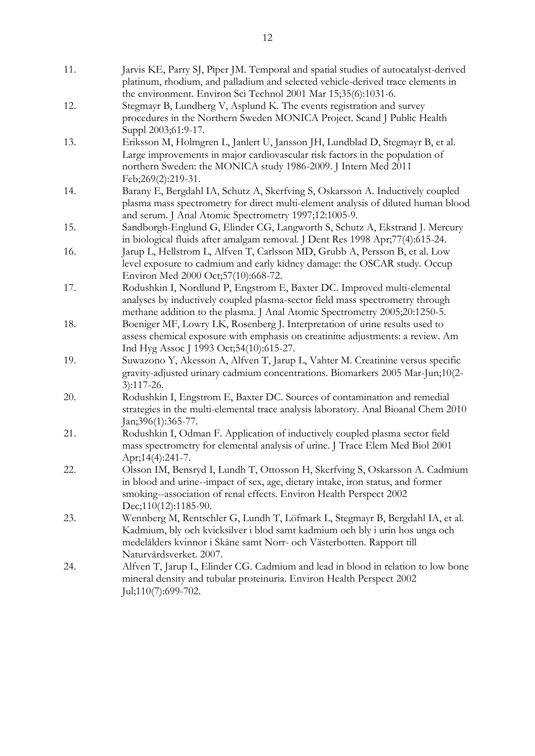11. Jarvis KE, Parry SJ, Piper JM. Temporal and spatial studies of autocatalyst-derived platinum, rhodium, and palladium and selected vehicle-derived trace elements in the environment. Environ Sci Technol 2001 Mar 15;35(6):1031-6.
12. Stegmayr B, Lundberg V, Asplund K. The events registration and survey procedures in the Northern Sweden MONICA Project. Scand J Public Health Suppl 2003;61:9-17.
13. Eriksson M, Holmgren L, Janlert U, Jansson JH, Lundblad D, Stegmayr B, et al. Large improvements in major cardiovascular risk factors in the population of northern Sweden: the MONICA study 1986-2009. J Intern Med 2011 Feb;269(2):219-31.
14. Barany E, Bergdahl IA, Schutz A, Skerfving S, Oskarsson A. Inductively coupled plasma mass spectrometry for direct multi-element analysis of diluted human blood and serum. J Anal Atomic Spectrometry 1997;12:1005-9.
15. Sandborgh-Englund G, Elinder CG, Langworth S, Schutz A, Ekstrand J. Mercury in biological fluids after amalgam removal. J Dent Res 1998 Apr;77(4):615-24.
16. Jarup L, Hellstrom L, Alfven T, Carlsson MD, Grubb A, Persson B, et al. Low level exposure to cadmium and early kidney damage: the OSCAR study. Occup Environ Med 2000 Oct;57(10):668-72.
17. Rodushkin I, Nordlund P, Engstrom E, Baxter DC. Improved multi-elemental analyses by inductively coupled plasma-sector field mass spectrometry through methane addition to the plasma. J Anal Atomic Spectrometry 2005;20:1250-5.
18. Boeniger MF, Lowry LK, Rosenberg J. Interpretation of urine results used to assess chemical exposure with emphasis on creatinine adjustments: a review. Am Ind Hyg Assoc J 1993 Oct;54(10):615-27.
19. Suwazono Y, Akesson A, Alfven T, Jarup L, Vahter M. Creatinine versus specific gravity-adjusted urinary cadmium concentrations. Biomarkers 2005 Mar-Jun;10(2-3):117-26.
20. Rodushkin I, Engstrom E, Baxter DC. Sources of contamination and remedial strategies in the multi-elemental trace analysis laboratory. Anal Bioanal Chem 2010 Jan;396(1):365-77.
21. Rodushkin I, Odman F. Application of inductively coupled plasma sector field mass spectrometry for elemental analysis of urine. J Trace Elem Med Biol 2001 Apr;14(4):241-7.
22. Olsson IM, Bensryd I, Lundh T, Ottosson H, Skerfving S, Oskarsson A. Cadmium in blood and urine--impact of sex, age, dietary intake, iron status, and former smoking--association of renal effects. Environ Health Perspect 2002 Dec;110(12):1185-90.
23. Wennberg M, Rentschler G, Lundh T, Löfmark L, Stegmayr B, Bergdahl IA, et al. Kadmium, bly och kvicksilver i blod samt kadmium och bly i urin hos unga och medelålders kvinnor i Skåne samt Norr- och Västerbotten. Rapport till Naturvårdsverket. 2007.
24. Alfven T, Jarup L, Elinder CG. Cadmium and lead in blood in relation to low bone mineral density and tubular proteinuria. Environ Health Perspect 2002 Jul;110(7):699-702.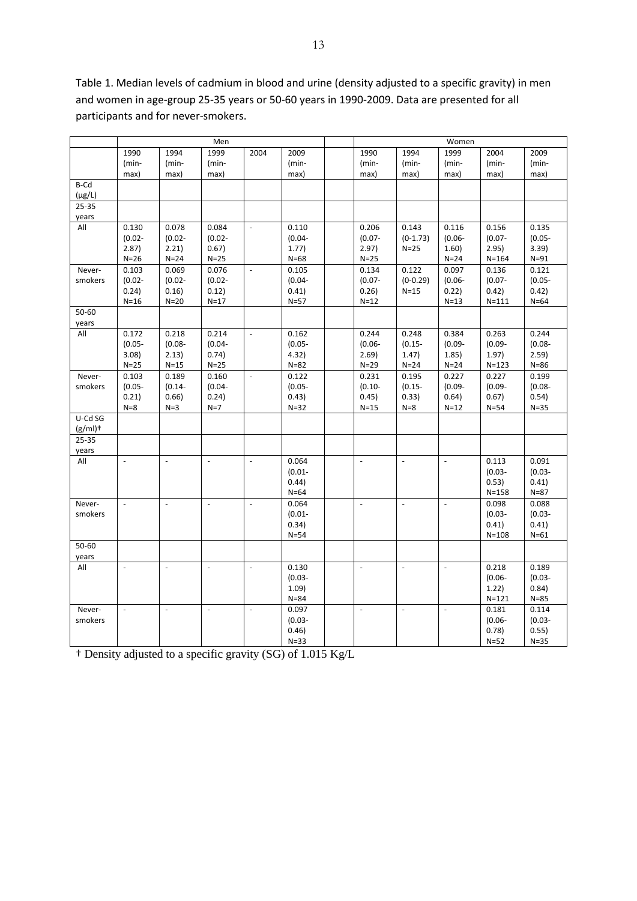Table 1. Median levels of cadmium in blood and urine (density adjusted to a specific gravity) in men and women in age-group 25-35 years or 50-60 years in 1990-2009. Data are presented for all participants and for never-smokers.

| | Men | | | | | | Women | | | | |
|---|---|---|---|---|---|---|---|---|---|---|---|
| | 1990 (min-max) | 1994 (min-max) | 1999 (min-max) | 2004 | 2009 (min-max) | | 1990 (min-max) | 1994 (min-max) | 1999 (min-max) | 2004 (min-max) | 2009 (min-max) |
| B-Cd (µg/L) | | | | | | | | | | | |
| 25-35 years | | | | | | | | | | | |
| All | 0.130 (0.02-2.87) N=26 | 0.078 (0.02-2.21) N=24 | 0.084 (0.02-0.67) N=25 | - | 0.110 (0.04-1.77) N=68 | | 0.206 (0.07-2.97) N=25 | 0.143 (0-1.73) N=25 | 0.116 (0.06-1.60) N=24 | 0.156 (0.07-2.95) N=164 | 0.135 (0.05-3.39) N=91 |
| Never-smokers | 0.103 (0.02-0.24) N=16 | 0.069 (0.02-0.16) N=20 | 0.076 (0.02-0.12) N=17 | - | 0.105 (0.04-0.41) N=57 | | 0.134 (0.07-0.26) N=12 | 0.122 (0-0.29) N=15 | 0.097 (0.06-0.22) N=13 | 0.136 (0.07-0.42) N=111 | 0.121 (0.05-0.42) N=64 |
| 50-60 years | | | | | | | | | | | |
| All | 0.172 (0.05-3.08) N=25 | 0.218 (0.08-2.13) N=15 | 0.214 (0.04-0.74) N=25 | - | 0.162 (0.05-4.32) N=82 | | 0.244 (0.06-2.69) N=29 | 0.248 (0.15-1.47) N=24 | 0.384 (0.09-1.85) N=24 | 0.263 (0.09-1.97) N=123 | 0.244 (0.08-2.59) N=86 |
| Never-smokers | 0.103 (0.05-0.21) N=8 | 0.189 (0.14-0.66) N=3 | 0.160 (0.04-0.24) N=7 | - | 0.122 (0.05-0.43) N=32 | | 0.231 (0.10-0.45) N=15 | 0.195 (0.15-0.33) N=8 | 0.227 (0.09-0.64) N=12 | 0.227 (0.09-0.67) N=54 | 0.199 (0.08-0.54) N=35 |
| U-Cd SG (g/ml)† | | | | | | | | | | | |
| 25-35 years | | | | | | | | | | | |
| All | - | - | - | - | 0.064 (0.01-0.44) N=64 | | - | - | - | 0.113 (0.03-0.53) N=158 | 0.091 (0.03-0.41) N=87 |
| Never-smokers | - | - | - | - | 0.064 (0.01-0.34) N=54 | | - | - | - | 0.098 (0.03-0.41) N=108 | 0.088 (0.03-0.41) N=61 |
| 50-60 years | | | | | | | | | | | |
| All | - | - | - | - | 0.130 (0.03-1.09) N=84 | | - | - | - | 0.218 (0.06-1.22) N=121 | 0.189 (0.03-0.84) N=85 |
| Never-smokers | - | - | - | - | 0.097 (0.03-0.46) N=33 | | - | - | - | 0.181 (0.06-0.78) N=52 | 0.114 (0.03-0.55) N=35 |

† Density adjusted to a specific gravity (SG) of 1.015 Kg/L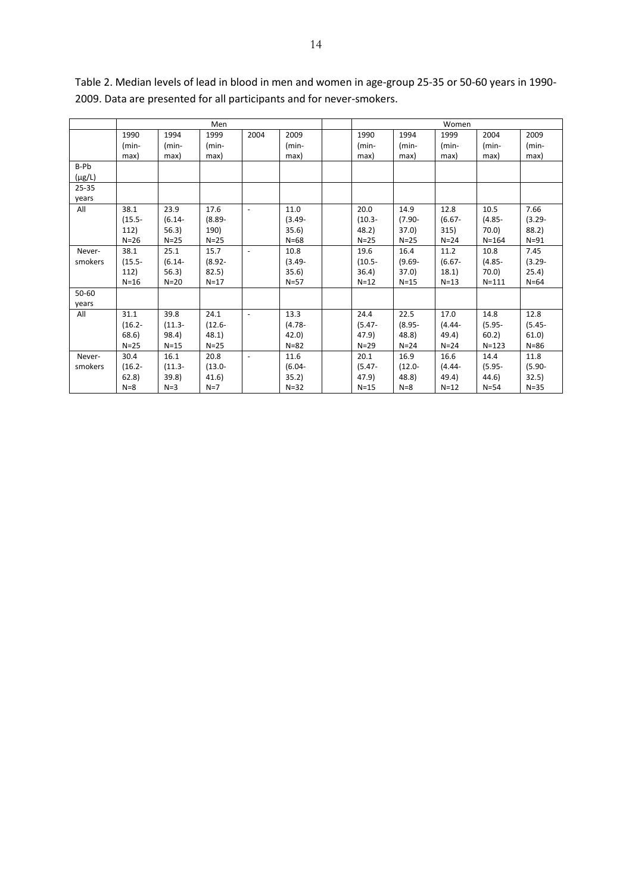Table 2. Median levels of lead in blood in men and women in age-group 25-35 or 50-60 years in 1990-2009. Data are presented for all participants and for never-smokers.

| | Men | | | | | | Women | | | | |
|---|---|---|---|---|---|---|---|---|---|---|---|
| | 1990 (min-max) | 1994 (min-max) | 1999 (min-max) | 2004 | 2009 (min-max) | | 1990 (min-max) | 1994 (min-max) | 1999 (min-max) | 2004 (min-max) | 2009 (min-max) |
| B-Pb (µg/L) | | | | | | | | | | | |
| 25-35 years | | | | | | | | | | | |
| All | 38.1 (15.5-112) N=26 | 23.9 (6.14-56.3) N=25 | 17.6 (8.89-190) N=25 | - | 11.0 (3.49-35.6) N=68 | | 20.0 (10.3-48.2) N=25 | 14.9 (7.90-37.0) N=25 | 12.8 (6.67-315) N=24 | 10.5 (4.85-70.0) N=164 | 7.66 (3.29-88.2) N=91 |
| Never-smokers | 38.1 (15.5-112) N=16 | 25.1 (6.14-56.3) N=20 | 15.7 (8.92-82.5) N=17 | - | 10.8 (3.49-35.6) N=57 | | 19.6 (10.5-36.4) N=12 | 16.4 (9.69-37.0) N=15 | 11.2 (6.67-18.1) N=13 | 10.8 (4.85-70.0) N=111 | 7.45 (3.29-25.4) N=64 |
| 50-60 years | | | | | | | | | | | |
| All | 31.1 (16.2-68.6) N=25 | 39.8 (11.3-98.4) N=15 | 24.1 (12.6-48.1) N=25 | - | 13.3 (4.78-42.0) N=82 | | 24.4 (5.47-47.9) N=29 | 22.5 (8.95-48.8) N=24 | 17.0 (4.44-49.4) N=24 | 14.8 (5.95-60.2) N=123 | 12.8 (5.45-61.0) N=86 |
| Never-smokers | 30.4 (16.2-62.8) N=8 | 16.1 (11.3-39.8) N=3 | 20.8 (13.0-41.6) N=7 | - | 11.6 (6.04-35.2) N=32 | | 20.1 (5.47-47.9) N=15 | 16.9 (12.0-48.8) N=8 | 16.6 (4.44-49.4) N=12 | 14.4 (5.95-44.6) N=54 | 11.8 (5.90-32.5) N=35 |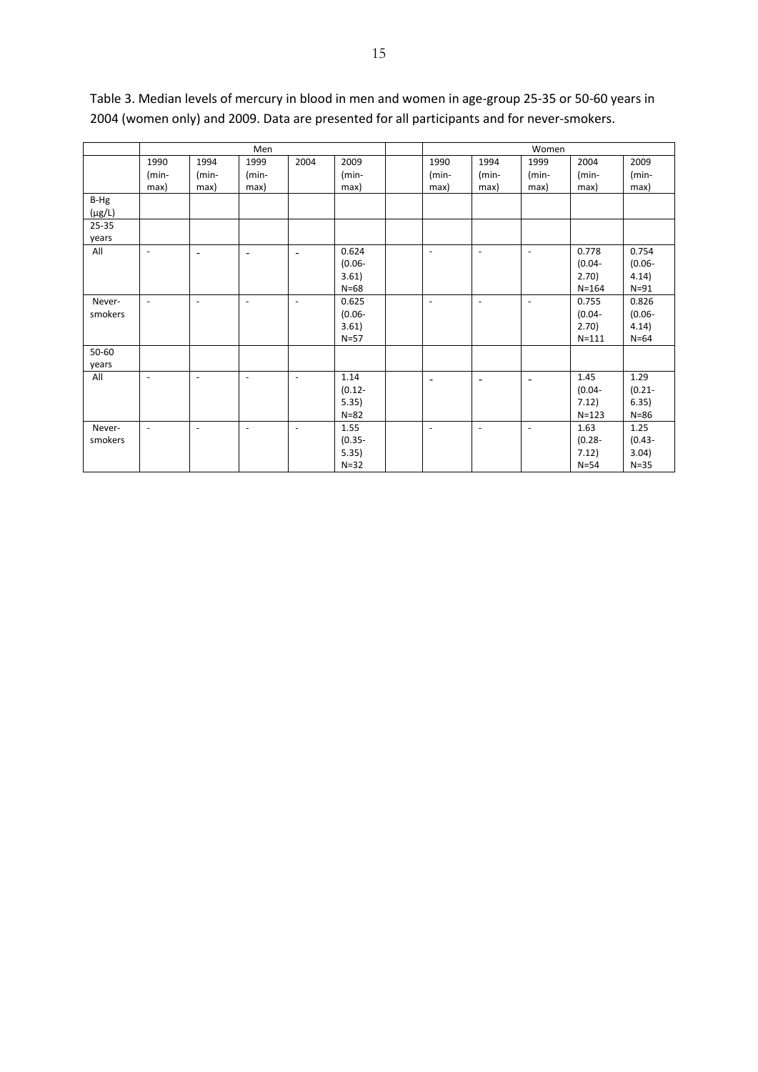Table 3. Median levels of mercury in blood in men and women in age-group 25-35 or 50-60 years in 2004 (women only) and 2009. Data are presented for all participants and for never-smokers.

| | Men | | | | | | Women | | | | |
|---|---|---|---|---|---|---|---|---|---|---|---|
| | 1990 (min-max) | 1994 (min-max) | 1999 (min-max) | 2004 | 2009 (min-max) | | 1990 (min-max) | 1994 (min-max) | 1999 (min-max) | 2004 (min-max) | 2009 (min-max) |
| B-Hg (µg/L) | | | | | | | | | | | |
| 25-35 years | | | | | | | | | | | |
| All | - | - | - | - | 0.624 (0.06-3.61) N=68 | | - | - | - | 0.778 (0.04-2.70) N=164 | 0.754 (0.06-4.14) N=91 |
| Never-smokers | - | - | - | - | 0.625 (0.06-3.61) N=57 | | - | - | - | 0.755 (0.04-2.70) N=111 | 0.826 (0.06-4.14) N=64 |
| 50-60 years | | | | | | | | | | | |
| All | - | - | - | - | 1.14 (0.12-5.35) N=82 | | - | - | - | 1.45 (0.04-7.12) N=123 | 1.29 (0.21-6.35) N=86 |
| Never-smokers | - | - | - | - | 1.55 (0.35-5.35) N=32 | | - | - | - | 1.63 (0.28-7.12) N=54 | 1.25 (0.43-3.04) N=35 |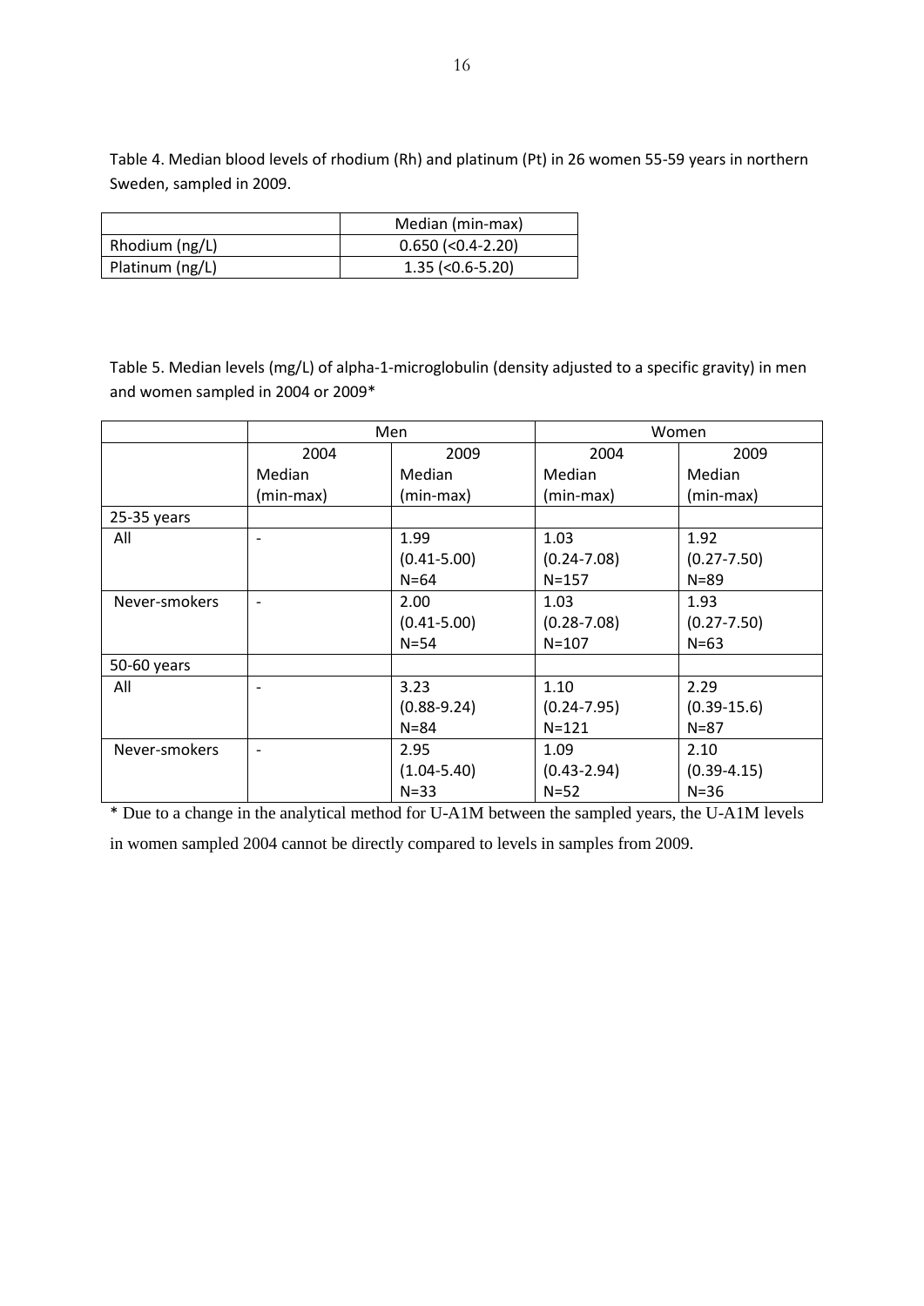Table 4. Median blood levels of rhodium (Rh) and platinum (Pt) in 26 women 55-59 years in northern Sweden, sampled in 2009.

| | Median (min-max) |
|---|---|
| Rhodium (ng/L) | 0.650 (<0.4-2.20) |
| Platinum (ng/L) | 1.35 (<0.6-5.20) |

Table 5. Median levels (mg/L) of alpha-1-microglobulin (density adjusted to a specific gravity) in men and women sampled in 2004 or 2009*

| | Men | | Women | |
|---|---|---|---|---|
| | 2004 Median (min-max) | 2009 Median (min-max) | 2004 Median (min-max) | 2009 Median (min-max) |
| 25-35 years | | | | |
| All | - | 1.99 (0.41-5.00) N=64 | 1.03 (0.24-7.08) N=157 | 1.92 (0.27-7.50) N=89 |
| Never-smokers | - | 2.00 (0.41-5.00) N=54 | 1.03 (0.28-7.08) N=107 | 1.93 (0.27-7.50) N=63 |
| 50-60 years | | | | |
| All | - | 3.23 (0.88-9.24) N=84 | 1.10 (0.24-7.95) N=121 | 2.29 (0.39-15.6) N=87 |
| Never-smokers | - | 2.95 (1.04-5.40) N=33 | 1.09 (0.43-2.94) N=52 | 2.10 (0.39-4.15) N=36 |

* Due to a change in the analytical method for U-A1M between the sampled years, the U-A1M levels in women sampled 2004 cannot be directly compared to levels in samples from 2009.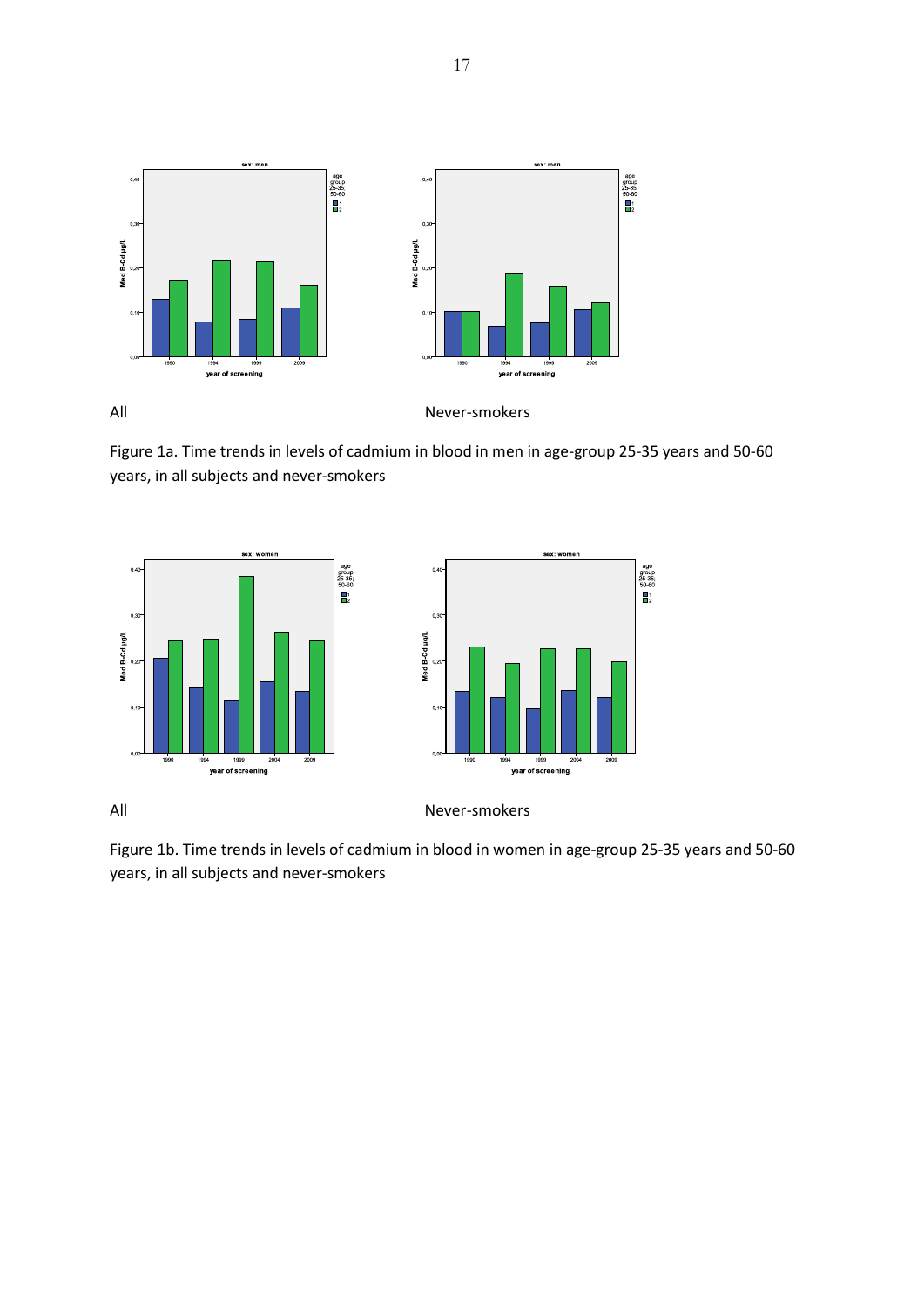All

Never-smokers

Figure 1a. Time trends in levels of cadmium in blood in men in age-group 25-35 years and 50-60 years, in all subjects and never-smokers

All

Never-smokers

Figure 1b. Time trends in levels of cadmium in blood in women in age-group 25-35 years and 50-60 years, in all subjects and never-smokers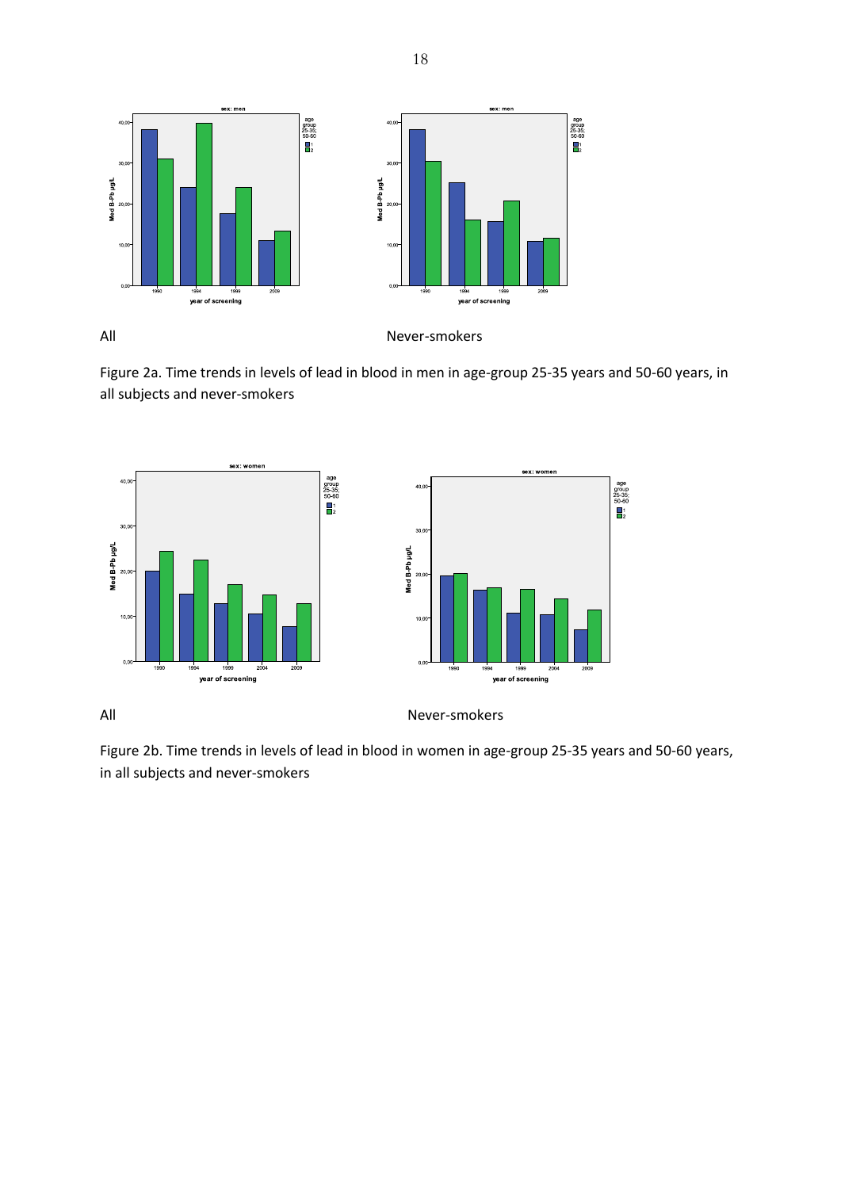sex: men

age group 25-35; 50-60

1
2

40,00
30,00
20,00
10,00
0,00

Med B-Pb µg/L

1990
1994
1999
2009

year of screening

sex: men

age group 25-35; 50-60

1
2

40,00
30,00
20,00
10,00
0,00

Med B-Pb µg/L

1990
1994
1999
2009

year of screening

All

Never-smokers

Figure 2a. Time trends in levels of lead in blood in men in age-group 25-35 years and 50-60 years, in all subjects and never-smokers

sex: women

age group 25-35; 50-60

1
2

40,00
30,00
20,00
10,00
0,00

Med B-Pb µg/L

1990
1994
1999
2004
2009

year of screening

sex: women

age group 25-35; 50-60

1
2

40,00
30,00
20,00
10,00
0,00

Med B-Pb µg/L

1990
1994
1999
2004
2009

year of screening

All

Never-smokers

Figure 2b. Time trends in levels of lead in blood in women in age-group 25-35 years and 50-60 years, in all subjects and never-smokers